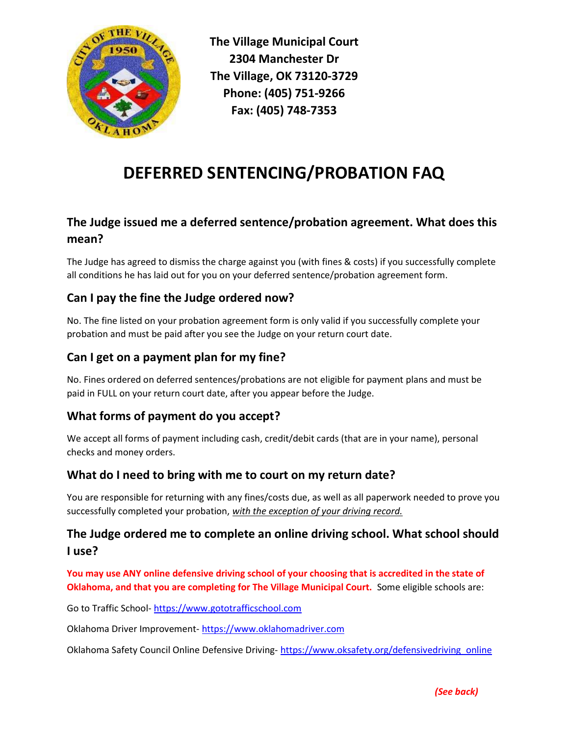**The Village Municipal Court**
**2304 Manchester Dr**
**The Village, OK 73120-3729**
**Phone: (405) 751-9266**
**Fax: (405) 748-7353**

# DEFERRED SENTENCING/PROBATION FAQ

## The Judge issued me a deferred sentence/probation agreement. What does this mean?

The Judge has agreed to dismiss the charge against you (with fines & costs) if you successfully complete all conditions he has laid out for you on your deferred sentence/probation agreement form.

## Can I pay the fine the Judge ordered now?

No. The fine listed on your probation agreement form is only valid if you successfully complete your probation and must be paid after you see the Judge on your return court date.

## Can I get on a payment plan for my fine?

No. Fines ordered on deferred sentences/probations are not eligible for payment plans and must be paid in FULL on your return court date, after you appear before the Judge.

## What forms of payment do you accept?

We accept all forms of payment including cash, credit/debit cards (that are in your name), personal checks and money orders.

## What do I need to bring with me to court on my return date?

You are responsible for returning with any fines/costs due, as well as all paperwork needed to prove you successfully completed your probation, *with the exception of your driving record.*

## The Judge ordered me to complete an online driving school. What school should I use?

**You may use ANY online defensive driving school of your choosing that is accredited in the state of Oklahoma, and that you are completing for The Village Municipal Court.** Some eligible schools are:

Go to Traffic School- https://www.gototrafficschool.com

Oklahoma Driver Improvement- https://www.oklahomadriver.com

Oklahoma Safety Council Online Defensive Driving- https://www.oksafety.org/defensivedriving_online

***(See back)***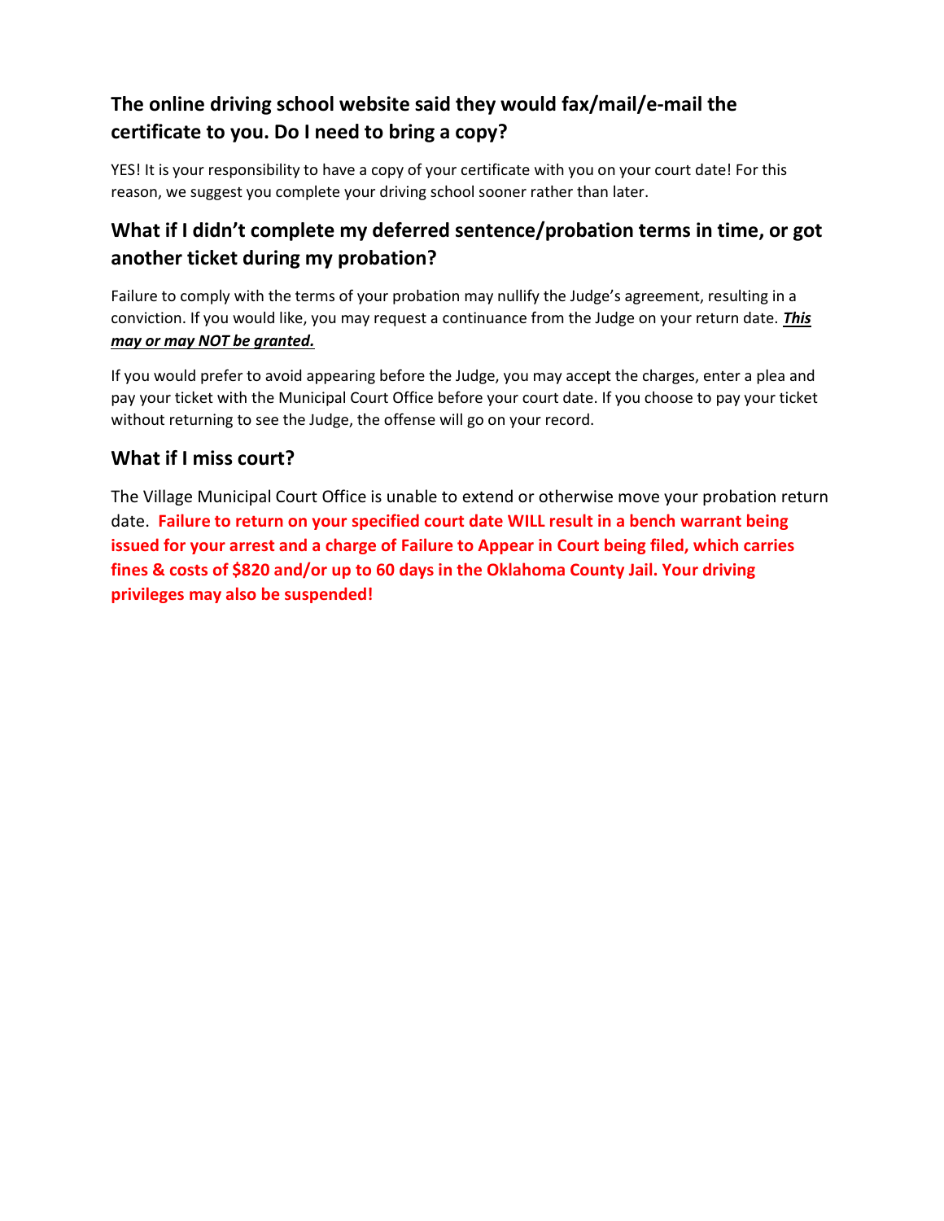## The online driving school website said they would fax/mail/e-mail the certificate to you. Do I need to bring a copy?

YES! It is your responsibility to have a copy of your certificate with you on your court date! For this reason, we suggest you complete your driving school sooner rather than later.

## What if I didn't complete my deferred sentence/probation terms in time, or got another ticket during my probation?

Failure to comply with the terms of your probation may nullify the Judge's agreement, resulting in a conviction. If you would like, you may request a continuance from the Judge on your return date. ***This may or may NOT be granted.***

If you would prefer to avoid appearing before the Judge, you may accept the charges, enter a plea and pay your ticket with the Municipal Court Office before your court date. If you choose to pay your ticket without returning to see the Judge, the offense will go on your record.

## What if I miss court?

The Village Municipal Court Office is unable to extend or otherwise move your probation return date. **Failure to return on your specified court date WILL result in a bench warrant being issued for your arrest and a charge of Failure to Appear in Court being filed, which carries fines & costs of $820 and/or up to 60 days in the Oklahoma County Jail. Your driving privileges may also be suspended!**